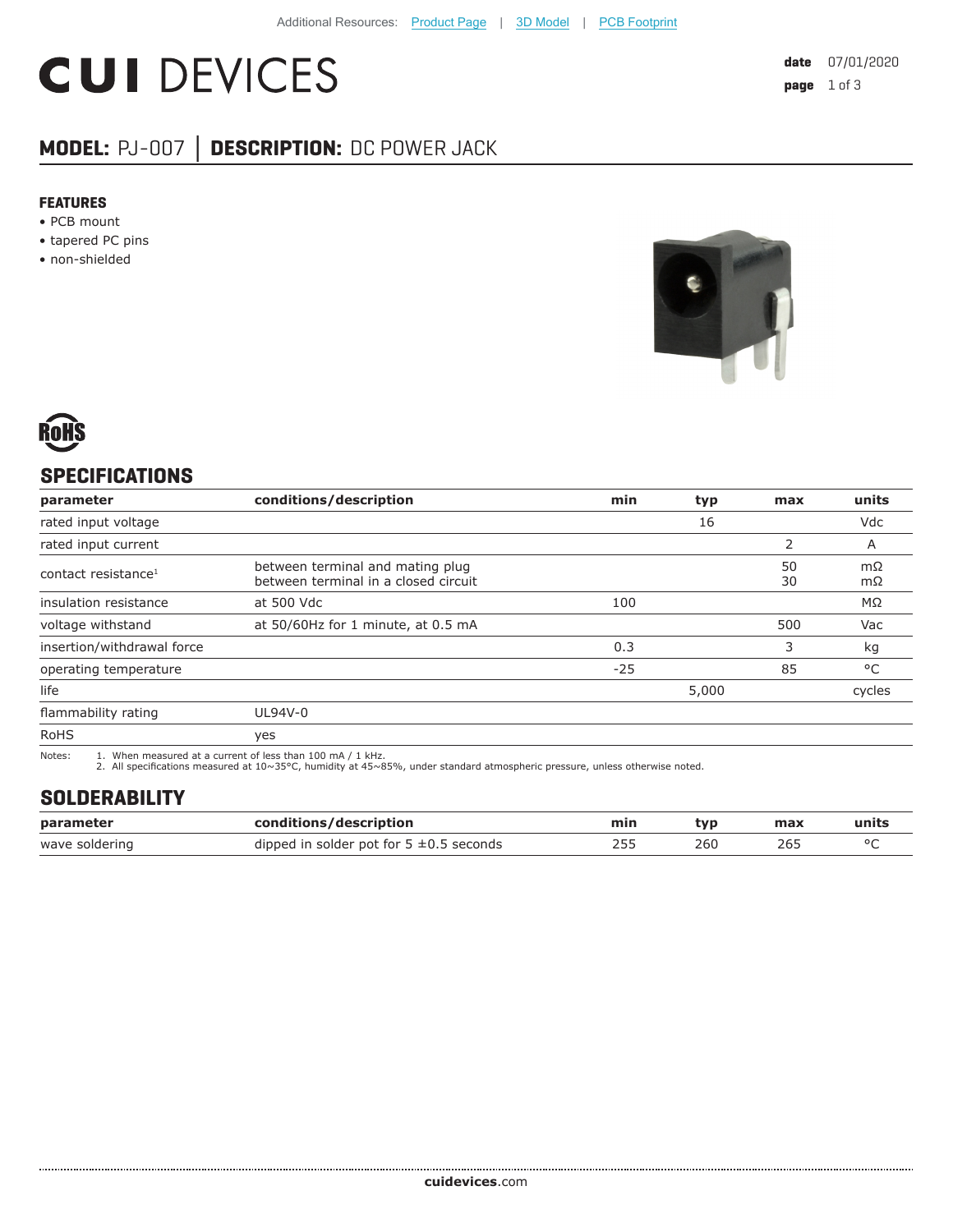Additional Resources: Product Page | 3D Model | PCB Footprint

# CUI DEVICES

date 07/01/2020

## MODEL: PJ-007 | DESCRIPTION: DC POWER JACK

### FEATURES

- PCB mount
- tapered PC pins
- non-shielded

## SPECIFICATIONS

| parameter | conditions/description | min | typ | max | units |
|---|---|---|---|---|---|
| rated input voltage | | | 16 | | Vdc |
| rated input current | | | | 2 | A |
| contact resistance[1] | between terminal and mating plug<br>between terminal in a closed circuit | | | 50<br>30 | mΩ<br>mΩ |
| insulation resistance | at 500 Vdc | 100 | | | MΩ |
| voltage withstand | at 50/60Hz for 1 minute, at 0.5 mA | | | 500 | Vac |
| insertion/withdrawal force | | 0.3 | | 3 | kg |
| operating temperature | | -25 | | 85 | °C |
| life | | | 5,000 | | cycles |
| flammability rating | UL94V-0 | | | | |
| RoHS | yes | | | | |

Notes:
1. When measured at a current of less than 100 mA / 1 kHz.
2. All specifications measured at 10~35°C, humidity at 45~85%, under standard atmospheric pressure, unless otherwise noted.

## SOLDERABILITY

| parameter | conditions/description | min | typ | max | units |
|---|---|---|---|---|---|
| wave soldering | dipped in solder pot for 5 ±0.5 seconds | 255 | 260 | 265 | °C |

cuidevices.com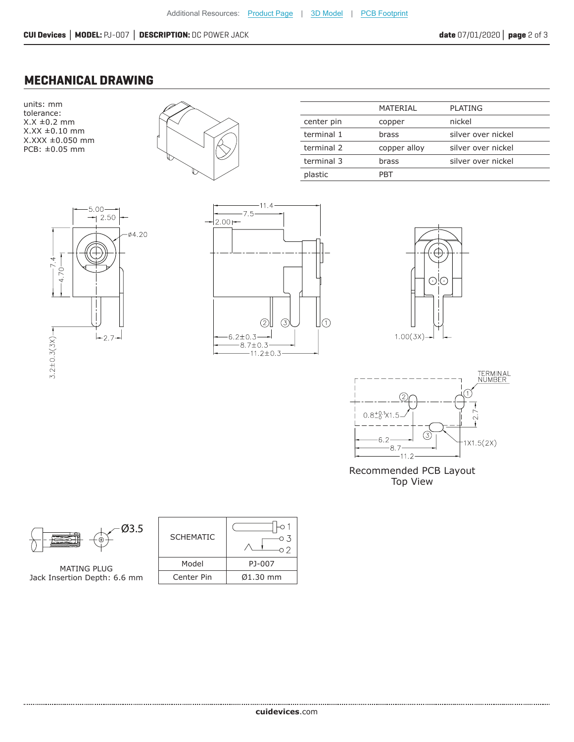## MECHANICAL DRAWING

units: mm
tolerance:
X.X ±0.2 mm
X.XX ±0.10 mm
X.XXX ±0.050 mm
PCB: ±0.05 mm

| | MATERIAL | PLATING |
|---|---|---|
| center pin | copper | nickel |
| terminal 1 | brass | silver over nickel |
| terminal 2 | copper alloy | silver over nickel |
| terminal 3 | brass | silver over nickel |
| plastic | PBT | |

Recommended PCB Layout
Top View

MATING PLUG
Jack Insertion Depth: 6.6 mm

| SCHEMATIC | |
|---|---|
| Model | PJ-007 |
| Center Pin | Ø1.30 mm |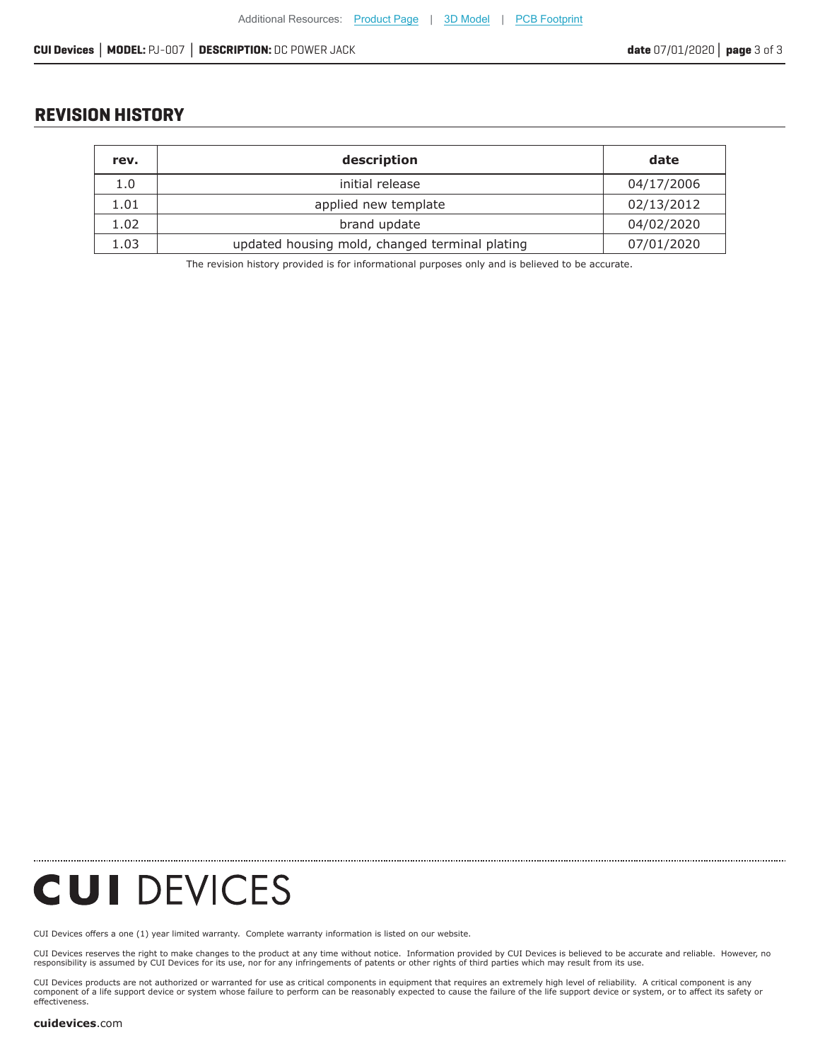## REVISION HISTORY

| rev. | description | date |
|---|---|---|
| 1.0 | initial release | 04/17/2006 |
| 1.01 | applied new template | 02/13/2012 |
| 1.02 | brand update | 04/02/2020 |
| 1.03 | updated housing mold, changed terminal plating | 07/01/2020 |

The revision history provided is for informational purposes only and is believed to be accurate.

**CUI** DEVICES

CUI Devices offers a one (1) year limited warranty. Complete warranty information is listed on our website.

CUI Devices reserves the right to make changes to the product at any time without notice. Information provided by CUI Devices is believed to be accurate and reliable. However, no responsibility is assumed by CUI Devices for its use, nor for any infringements of patents or other rights of third parties which may result from its use.

CUI Devices products are not authorized or warranted for use as critical components in equipment that requires an extremely high level of reliability. A critical component is any component of a life support device or system whose failure to perform can be reasonably expected to cause the failure of the life support device or system, or to affect its safety or effectiveness.

**cuidevices**.com